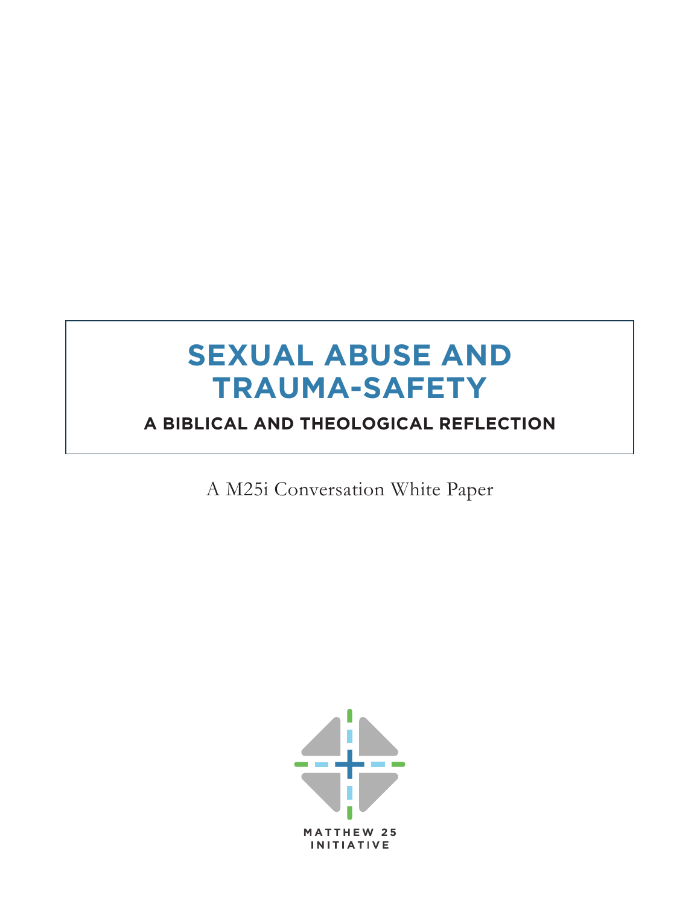# SEXUAL ABUSE AND TRAUMA-SAFETY

## A BIBLICAL AND THEOLOGICAL REFLECTION

A M25i Conversation White Paper

MATTHEW 25 INITIATIVE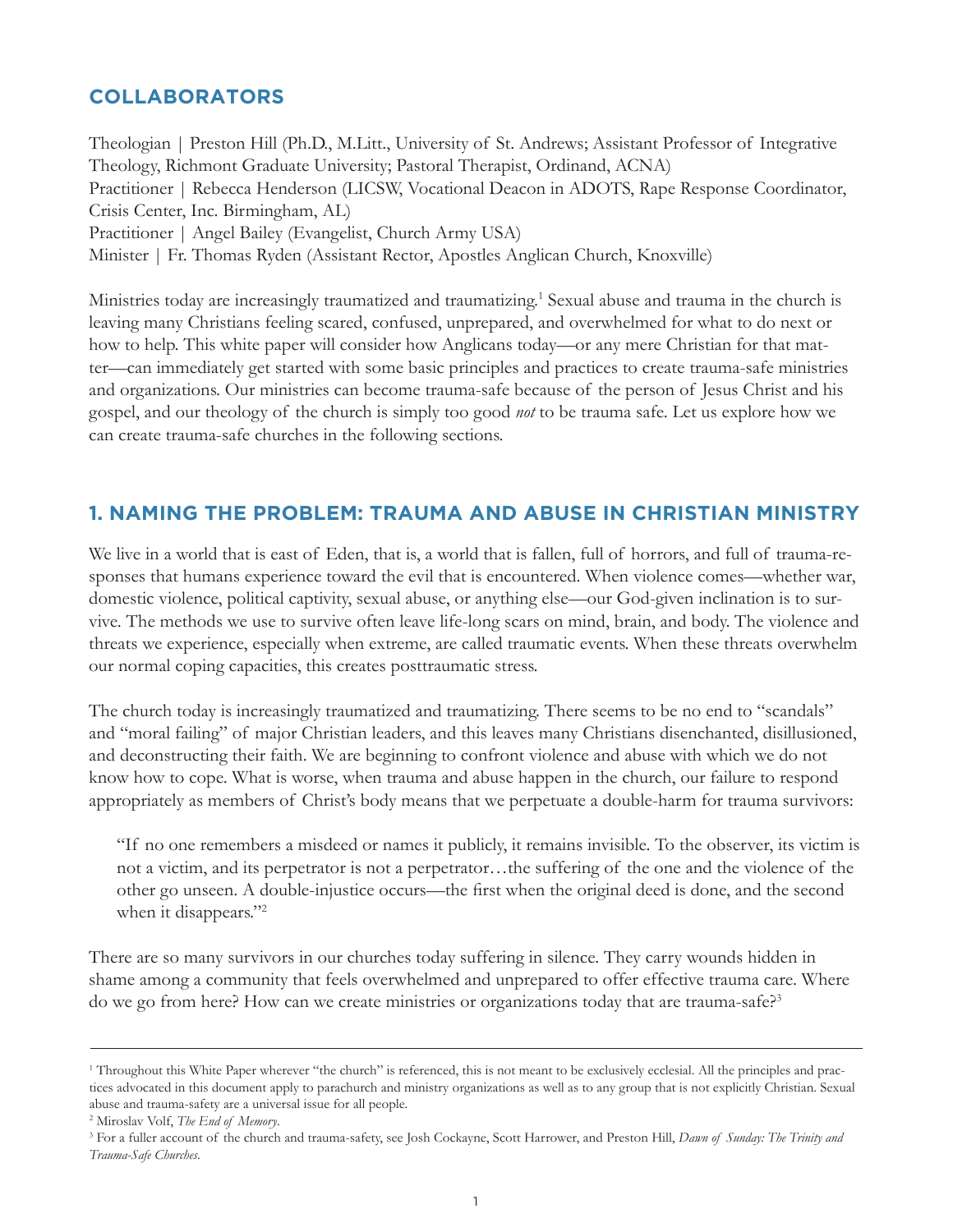## COLLABORATORS

Theologian | Preston Hill (Ph.D., M.Litt., University of St. Andrews; Assistant Professor of Integrative Theology, Richmont Graduate University; Pastoral Therapist, Ordinand, ACNA)
Practitioner | Rebecca Henderson (LICSW, Vocational Deacon in ADOTS, Rape Response Coordinator, Crisis Center, Inc. Birmingham, AL)
Practitioner | Angel Bailey (Evangelist, Church Army USA)
Minister | Fr. Thomas Ryden (Assistant Rector, Apostles Anglican Church, Knoxville)

Ministries today are increasingly traumatized and traumatizing.[1] Sexual abuse and trauma in the church is leaving many Christians feeling scared, confused, unprepared, and overwhelmed for what to do next or how to help. This white paper will consider how Anglicans today—or any mere Christian for that matter—can immediately get started with some basic principles and practices to create trauma-safe ministries and organizations. Our ministries can become trauma-safe because of the person of Jesus Christ and his gospel, and our theology of the church is simply too good *not* to be trauma safe. Let us explore how we can create trauma-safe churches in the following sections.

## 1. NAMING THE PROBLEM: TRAUMA AND ABUSE IN CHRISTIAN MINISTRY

We live in a world that is east of Eden, that is, a world that is fallen, full of horrors, and full of trauma-responses that humans experience toward the evil that is encountered. When violence comes—whether war, domestic violence, political captivity, sexual abuse, or anything else—our God-given inclination is to survive. The methods we use to survive often leave life-long scars on mind, brain, and body. The violence and threats we experience, especially when extreme, are called traumatic events. When these threats overwhelm our normal coping capacities, this creates posttraumatic stress.

The church today is increasingly traumatized and traumatizing. There seems to be no end to "scandals" and "moral failing" of major Christian leaders, and this leaves many Christians disenchanted, disillusioned, and deconstructing their faith. We are beginning to confront violence and abuse with which we do not know how to cope. What is worse, when trauma and abuse happen in the church, our failure to respond appropriately as members of Christ's body means that we perpetuate a double-harm for trauma survivors:

> "If no one remembers a misdeed or names it publicly, it remains invisible. To the observer, its victim is not a victim, and its perpetrator is not a perpetrator…the suffering of the one and the violence of the other go unseen. A double-injustice occurs—the first when the original deed is done, and the second when it disappears."[2]

There are so many survivors in our churches today suffering in silence. They carry wounds hidden in shame among a community that feels overwhelmed and unprepared to offer effective trauma care. Where do we go from here? How can we create ministries or organizations today that are trauma-safe?[3]

---

[1] Throughout this White Paper wherever "the church" is referenced, this is not meant to be exclusively ecclesial. All the principles and practices advocated in this document apply to parachurch and ministry organizations as well as to any group that is not explicitly Christian. Sexual abuse and trauma-safety are a universal issue for all people.

[2] Miroslav Volf, *The End of Memory*.

[3] For a fuller account of the church and trauma-safety, see Josh Cockayne, Scott Harrower, and Preston Hill, *Dawn of Sunday: The Trinity and Trauma-Safe Churches*.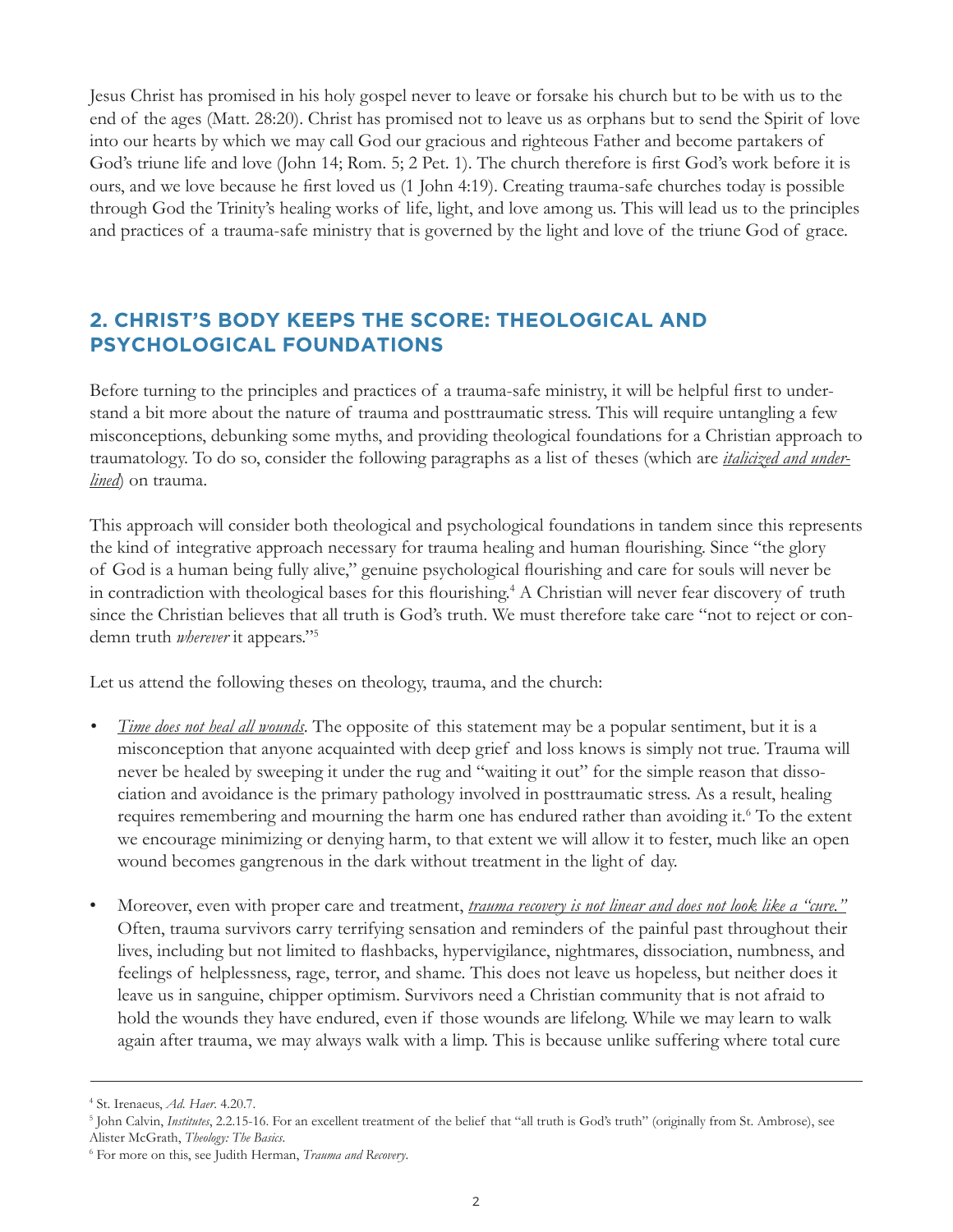Jesus Christ has promised in his holy gospel never to leave or forsake his church but to be with us to the end of the ages (Matt. 28:20). Christ has promised not to leave us as orphans but to send the Spirit of love into our hearts by which we may call God our gracious and righteous Father and become partakers of God's triune life and love (John 14; Rom. 5; 2 Pet. 1). The church therefore is first God's work before it is ours, and we love because he first loved us (1 John 4:19). Creating trauma-safe churches today is possible through God the Trinity's healing works of life, light, and love among us. This will lead us to the principles and practices of a trauma-safe ministry that is governed by the light and love of the triune God of grace.

## 2. CHRIST'S BODY KEEPS THE SCORE: THEOLOGICAL AND PSYCHOLOGICAL FOUNDATIONS

Before turning to the principles and practices of a trauma-safe ministry, it will be helpful first to understand a bit more about the nature of trauma and posttraumatic stress. This will require untangling a few misconceptions, debunking some myths, and providing theological foundations for a Christian approach to traumatology. To do so, consider the following paragraphs as a list of theses (which are <u>*italicized and underlined*</u>) on trauma.

This approach will consider both theological and psychological foundations in tandem since this represents the kind of integrative approach necessary for trauma healing and human flourishing. Since "the glory of God is a human being fully alive," genuine psychological flourishing and care for souls will never be in contradiction with theological bases for this flourishing.[4] A Christian will never fear discovery of truth since the Christian believes that all truth is God's truth. We must therefore take care "not to reject or condemn truth *wherever* it appears."[5]

Let us attend the following theses on theology, trauma, and the church:

- <u>*Time does not heal all wounds*</u>. The opposite of this statement may be a popular sentiment, but it is a misconception that anyone acquainted with deep grief and loss knows is simply not true. Trauma will never be healed by sweeping it under the rug and "waiting it out" for the simple reason that dissociation and avoidance is the primary pathology involved in posttraumatic stress. As a result, healing requires remembering and mourning the harm one has endured rather than avoiding it.[6] To the extent we encourage minimizing or denying harm, to that extent we will allow it to fester, much like an open wound becomes gangrenous in the dark without treatment in the light of day.

- Moreover, even with proper care and treatment, <u>*trauma recovery is not linear and does not look like a "cure."*</u> Often, trauma survivors carry terrifying sensation and reminders of the painful past throughout their lives, including but not limited to flashbacks, hypervigilance, nightmares, dissociation, numbness, and feelings of helplessness, rage, terror, and shame. This does not leave us hopeless, but neither does it leave us in sanguine, chipper optimism. Survivors need a Christian community that is not afraid to hold the wounds they have endured, even if those wounds are lifelong. While we may learn to walk again after trauma, we may always walk with a limp. This is because unlike suffering where total cure

---

[4] St. Irenaeus, *Ad. Haer*. 4.20.7.

[5] John Calvin, *Institutes*, 2.2.15-16. For an excellent treatment of the belief that "all truth is God's truth" (originally from St. Ambrose), see Alister McGrath, *Theology: The Basics*.

[6] For more on this, see Judith Herman, *Trauma and Recovery*.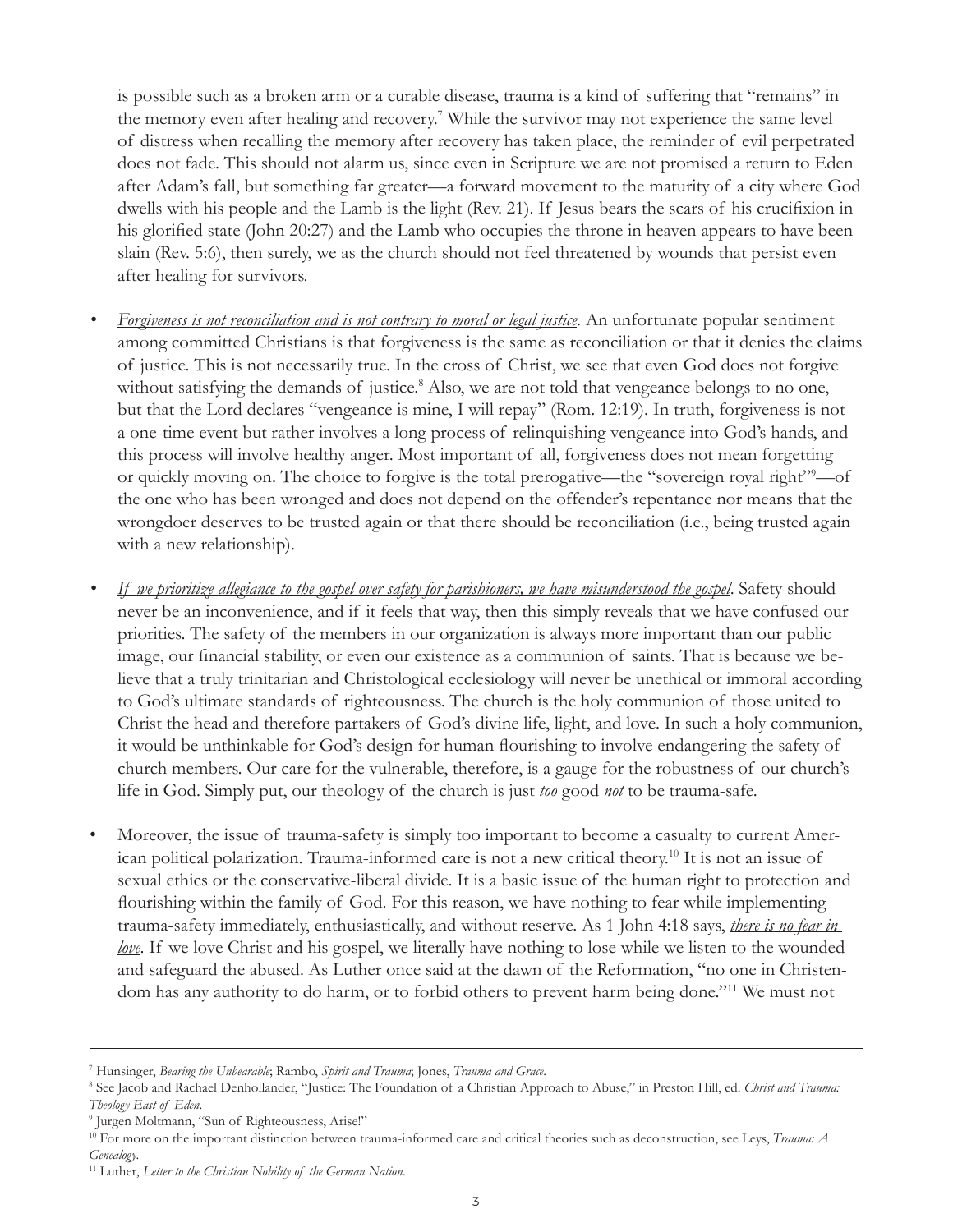is possible such as a broken arm or a curable disease, trauma is a kind of suffering that "remains" in the memory even after healing and recovery.[7] While the survivor may not experience the same level of distress when recalling the memory after recovery has taken place, the reminder of evil perpetrated does not fade. This should not alarm us, since even in Scripture we are not promised a return to Eden after Adam's fall, but something far greater—a forward movement to the maturity of a city where God dwells with his people and the Lamb is the light (Rev. 21). If Jesus bears the scars of his crucifixion in his glorified state (John 20:27) and the Lamb who occupies the throne in heaven appears to have been slain (Rev. 5:6), then surely, we as the church should not feel threatened by wounds that persist even after healing for survivors.

- *Forgiveness is not reconciliation and is not contrary to moral or legal justice*. An unfortunate popular sentiment among committed Christians is that forgiveness is the same as reconciliation or that it denies the claims of justice. This is not necessarily true. In the cross of Christ, we see that even God does not forgive without satisfying the demands of justice.[8] Also, we are not told that vengeance belongs to no one, but that the Lord declares "vengeance is mine, I will repay" (Rom. 12:19). In truth, forgiveness is not a one-time event but rather involves a long process of relinquishing vengeance into God's hands, and this process will involve healthy anger. Most important of all, forgiveness does not mean forgetting or quickly moving on. The choice to forgive is the total prerogative—the "sovereign royal right"[9]—of the one who has been wronged and does not depend on the offender's repentance nor means that the wrongdoer deserves to be trusted again or that there should be reconciliation (i.e., being trusted again with a new relationship).

- *If we prioritize allegiance to the gospel over safety for parishioners, we have misunderstood the gospel*. Safety should never be an inconvenience, and if it feels that way, then this simply reveals that we have confused our priorities. The safety of the members in our organization is always more important than our public image, our financial stability, or even our existence as a communion of saints. That is because we believe that a truly trinitarian and Christological ecclesiology will never be unethical or immoral according to God's ultimate standards of righteousness. The church is the holy communion of those united to Christ the head and therefore partakers of God's divine life, light, and love. In such a holy communion, it would be unthinkable for God's design for human flourishing to involve endangering the safety of church members. Our care for the vulnerable, therefore, is a gauge for the robustness of our church's life in God. Simply put, our theology of the church is just *too* good *not* to be trauma-safe.

- Moreover, the issue of trauma-safety is simply too important to become a casualty to current American political polarization. Trauma-informed care is not a new critical theory.[10] It is not an issue of sexual ethics or the conservative-liberal divide. It is a basic issue of the human right to protection and flourishing within the family of God. For this reason, we have nothing to fear while implementing trauma-safety immediately, enthusiastically, and without reserve. As 1 John 4:18 says, *there is no fear in love*. If we love Christ and his gospel, we literally have nothing to lose while we listen to the wounded and safeguard the abused. As Luther once said at the dawn of the Reformation, "no one in Christendom has any authority to do harm, or to forbid others to prevent harm being done."[11] We must not

---

[7] Hunsinger, *Bearing the Unbearable*; Rambo, *Spirit and Trauma*; Jones, *Trauma and Grace*.

[8] See Jacob and Rachael Denhollander, "Justice: The Foundation of a Christian Approach to Abuse," in Preston Hill, ed. *Christ and Trauma: Theology East of Eden*.

[9] Jurgen Moltmann, "Sun of Righteousness, Arise!"

[10] For more on the important distinction between trauma-informed care and critical theories such as deconstruction, see Leys, *Trauma: A Genealogy*.

[11] Luther, *Letter to the Christian Nobility of the German Nation*.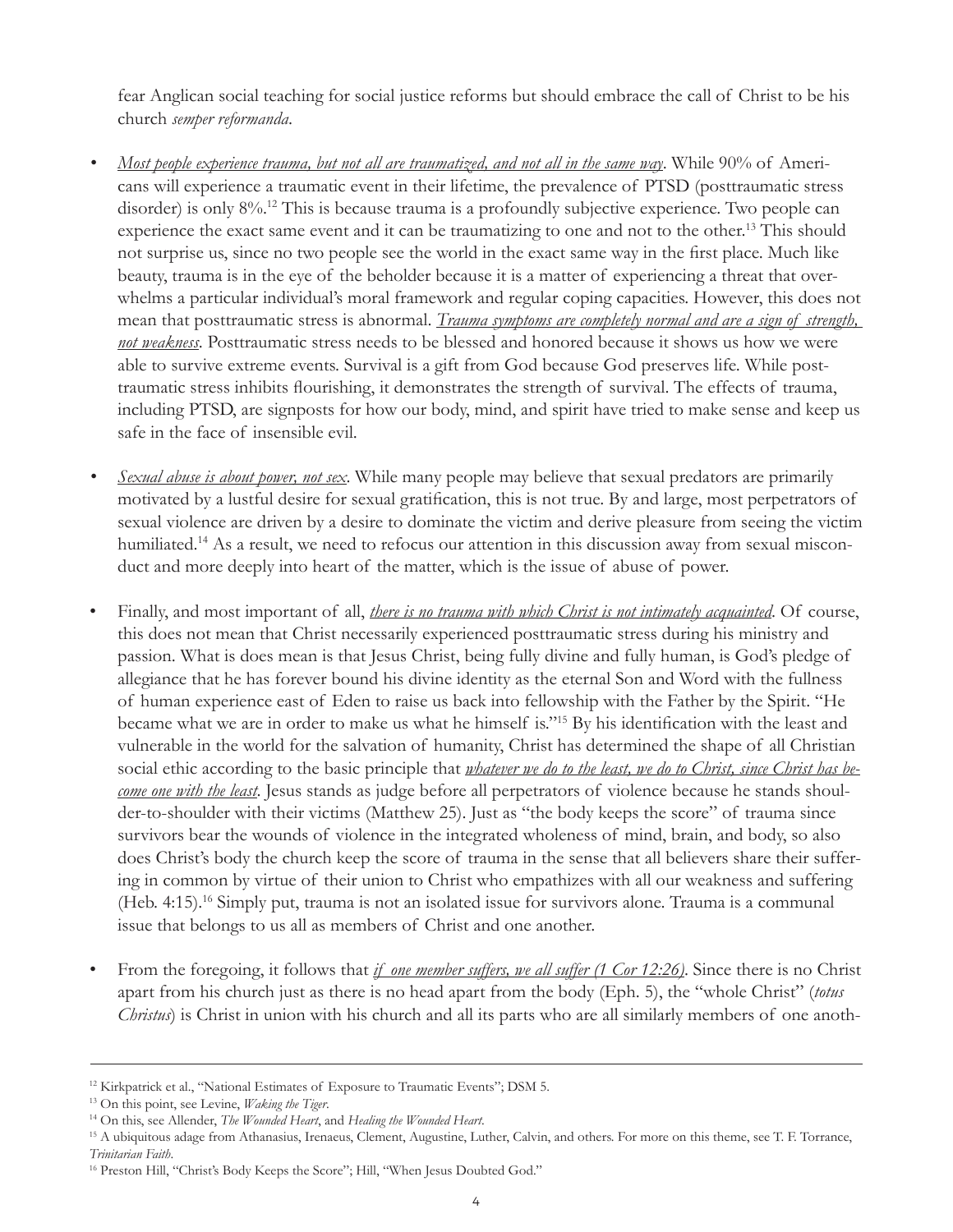fear Anglican social teaching for social justice reforms but should embrace the call of Christ to be his church *semper reformanda*.

- *Most people experience trauma, but not all are traumatized, and not all in the same way*. While 90% of Americans will experience a traumatic event in their lifetime, the prevalence of PTSD (posttraumatic stress disorder) is only 8%.[12] This is because trauma is a profoundly subjective experience. Two people can experience the exact same event and it can be traumatizing to one and not to the other.[13] This should not surprise us, since no two people see the world in the exact same way in the first place. Much like beauty, trauma is in the eye of the beholder because it is a matter of experiencing a threat that overwhelms a particular individual's moral framework and regular coping capacities. However, this does not mean that posttraumatic stress is abnormal. *Trauma symptoms are completely normal and are a sign of strength, not weakness*. Posttraumatic stress needs to be blessed and honored because it shows us how we were able to survive extreme events. Survival is a gift from God because God preserves life. While posttraumatic stress inhibits flourishing, it demonstrates the strength of survival. The effects of trauma, including PTSD, are signposts for how our body, mind, and spirit have tried to make sense and keep us safe in the face of insensible evil.

- *Sexual abuse is about power, not sex*. While many people may believe that sexual predators are primarily motivated by a lustful desire for sexual gratification, this is not true. By and large, most perpetrators of sexual violence are driven by a desire to dominate the victim and derive pleasure from seeing the victim humiliated.[14] As a result, we need to refocus our attention in this discussion away from sexual misconduct and more deeply into heart of the matter, which is the issue of abuse of power.

- Finally, and most important of all, *there is no trauma with which Christ is not intimately acquainted*. Of course, this does not mean that Christ necessarily experienced posttraumatic stress during his ministry and passion. What is does mean is that Jesus Christ, being fully divine and fully human, is God's pledge of allegiance that he has forever bound his divine identity as the eternal Son and Word with the fullness of human experience east of Eden to raise us back into fellowship with the Father by the Spirit. "He became what we are in order to make us what he himself is."[15] By his identification with the least and vulnerable in the world for the salvation of humanity, Christ has determined the shape of all Christian social ethic according to the basic principle that *whatever we do to the least, we do to Christ, since Christ has become one with the least*. Jesus stands as judge before all perpetrators of violence because he stands shoulder-to-shoulder with their victims (Matthew 25). Just as "the body keeps the score" of trauma since survivors bear the wounds of violence in the integrated wholeness of mind, brain, and body, so also does Christ's body the church keep the score of trauma in the sense that all believers share their suffering in common by virtue of their union to Christ who empathizes with all our weakness and suffering (Heb. 4:15).[16] Simply put, trauma is not an isolated issue for survivors alone. Trauma is a communal issue that belongs to us all as members of Christ and one another.

- From the foregoing, it follows that *if one member suffers, we all suffer (1 Cor 12:26)*. Since there is no Christ apart from his church just as there is no head apart from the body (Eph. 5), the "whole Christ" (*totus Christus*) is Christ in union with his church and all its parts who are all similarly members of one anoth-

---

[12] Kirkpatrick et al., "National Estimates of Exposure to Traumatic Events"; DSM 5.

[13] On this point, see Levine, *Waking the Tiger*.

[14] On this, see Allender, *The Wounded Heart*, and *Healing the Wounded Heart*.

[15] A ubiquitous adage from Athanasius, Irenaeus, Clement, Augustine, Luther, Calvin, and others. For more on this theme, see T. F. Torrance, *Trinitarian Faith*.

[16] Preston Hill, "Christ's Body Keeps the Score"; Hill, "When Jesus Doubted God."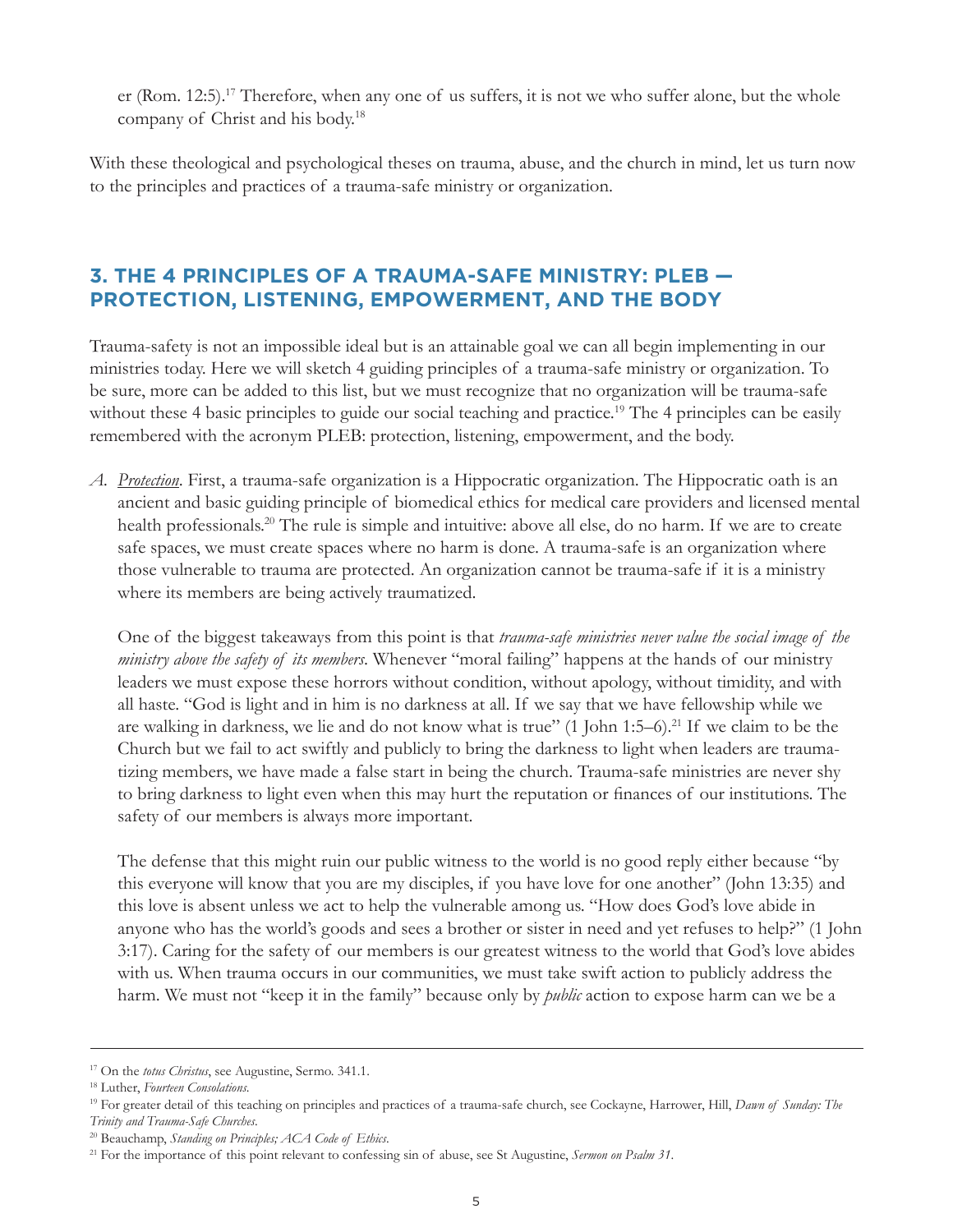er (Rom. 12:5).[17] Therefore, when any one of us suffers, it is not we who suffer alone, but the whole company of Christ and his body.[18]

With these theological and psychological theses on trauma, abuse, and the church in mind, let us turn now to the principles and practices of a trauma-safe ministry or organization.

## 3. THE 4 PRINCIPLES OF A TRAUMA-SAFE MINISTRY: PLEB — PROTECTION, LISTENING, EMPOWERMENT, AND THE BODY

Trauma-safety is not an impossible ideal but is an attainable goal we can all begin implementing in our ministries today. Here we will sketch 4 guiding principles of a trauma-safe ministry or organization. To be sure, more can be added to this list, but we must recognize that no organization will be trauma-safe without these 4 basic principles to guide our social teaching and practice.[19] The 4 principles can be easily remembered with the acronym PLEB: protection, listening, empowerment, and the body.

*A.* *Protection*. First, a trauma-safe organization is a Hippocratic organization. The Hippocratic oath is an ancient and basic guiding principle of biomedical ethics for medical care providers and licensed mental health professionals.[20] The rule is simple and intuitive: above all else, do no harm. If we are to create safe spaces, we must create spaces where no harm is done. A trauma-safe is an organization where those vulnerable to trauma are protected. An organization cannot be trauma-safe if it is a ministry where its members are being actively traumatized.

One of the biggest takeaways from this point is that *trauma-safe ministries never value the social image of the ministry above the safety of its members*. Whenever "moral failing" happens at the hands of our ministry leaders we must expose these horrors without condition, without apology, without timidity, and with all haste. "God is light and in him is no darkness at all. If we say that we have fellowship while we are walking in darkness, we lie and do not know what is true" (1 John 1:5–6).[21] If we claim to be the Church but we fail to act swiftly and publicly to bring the darkness to light when leaders are traumatizing members, we have made a false start in being the church. Trauma-safe ministries are never shy to bring darkness to light even when this may hurt the reputation or finances of our institutions. The safety of our members is always more important.

The defense that this might ruin our public witness to the world is no good reply either because "by this everyone will know that you are my disciples, if you have love for one another" (John 13:35) and this love is absent unless we act to help the vulnerable among us. "How does God's love abide in anyone who has the world's goods and sees a brother or sister in need and yet refuses to help?" (1 John 3:17). Caring for the safety of our members is our greatest witness to the world that God's love abides with us. When trauma occurs in our communities, we must take swift action to publicly address the harm. We must not "keep it in the family" because only by *public* action to expose harm can we be a

---

[17] On the *totus Christus*, see Augustine, Sermo. 341.1.

[18] Luther, *Fourteen Consolations*.

[19] For greater detail of this teaching on principles and practices of a trauma-safe church, see Cockayne, Harrower, Hill, *Dawn of Sunday: The Trinity and Trauma-Safe Churches*.

[20] Beauchamp, *Standing on Principles; ACA Code of Ethics*.

[21] For the importance of this point relevant to confessing sin of abuse, see St Augustine, *Sermon on Psalm 31*.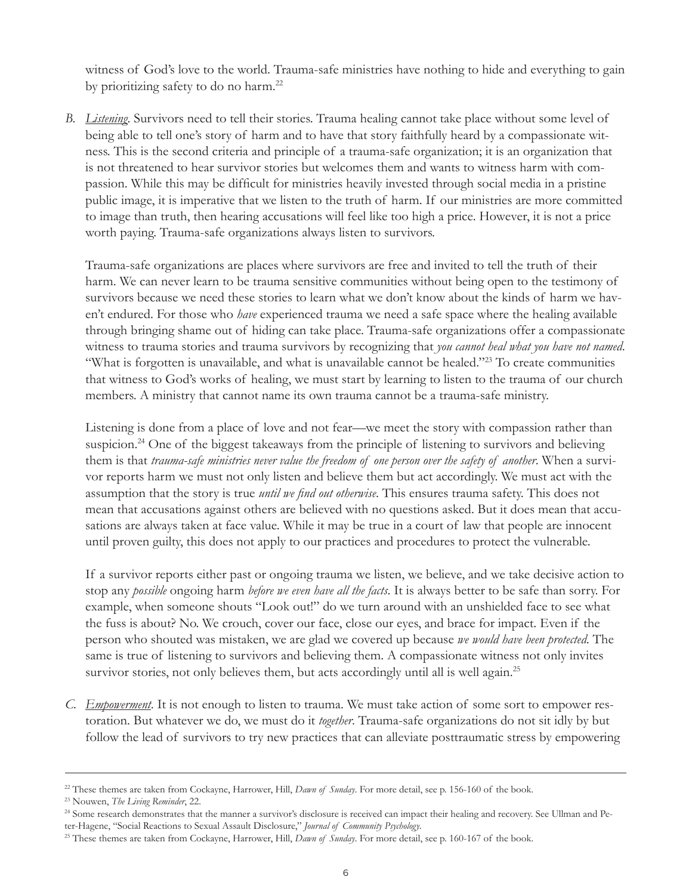witness of God's love to the world. Trauma-safe ministries have nothing to hide and everything to gain by prioritizing safety to do no harm.[22]

*B.* *Listening*. Survivors need to tell their stories. Trauma healing cannot take place without some level of being able to tell one's story of harm and to have that story faithfully heard by a compassionate witness. This is the second criteria and principle of a trauma-safe organization; it is an organization that is not threatened to hear survivor stories but welcomes them and wants to witness harm with compassion. While this may be difficult for ministries heavily invested through social media in a pristine public image, it is imperative that we listen to the truth of harm. If our ministries are more committed to image than truth, then hearing accusations will feel like too high a price. However, it is not a price worth paying. Trauma-safe organizations always listen to survivors.

Trauma-safe organizations are places where survivors are free and invited to tell the truth of their harm. We can never learn to be trauma sensitive communities without being open to the testimony of survivors because we need these stories to learn what we don't know about the kinds of harm we haven't endured. For those who *have* experienced trauma we need a safe space where the healing available through bringing shame out of hiding can take place. Trauma-safe organizations offer a compassionate witness to trauma stories and trauma survivors by recognizing that *you cannot heal what you have not named*. "What is forgotten is unavailable, and what is unavailable cannot be healed."[23] To create communities that witness to God's works of healing, we must start by learning to listen to the trauma of our church members. A ministry that cannot name its own trauma cannot be a trauma-safe ministry.

Listening is done from a place of love and not fear—we meet the story with compassion rather than suspicion.[24] One of the biggest takeaways from the principle of listening to survivors and believing them is that *trauma-safe ministries never value the freedom of one person over the safety of another*. When a survivor reports harm we must not only listen and believe them but act accordingly. We must act with the assumption that the story is true *until we find out otherwise*. This ensures trauma safety. This does not mean that accusations against others are believed with no questions asked. But it does mean that accusations are always taken at face value. While it may be true in a court of law that people are innocent until proven guilty, this does not apply to our practices and procedures to protect the vulnerable.

If a survivor reports either past or ongoing trauma we listen, we believe, and we take decisive action to stop any *possible* ongoing harm *before we even have all the facts*. It is always better to be safe than sorry. For example, when someone shouts "Look out!" do we turn around with an unshielded face to see what the fuss is about? No. We crouch, cover our face, close our eyes, and brace for impact. Even if the person who shouted was mistaken, we are glad we covered up because *we would have been protected*. The same is true of listening to survivors and believing them. A compassionate witness not only invites survivor stories, not only believes them, but acts accordingly until all is well again.[25]

*C.* *Empowerment*. It is not enough to listen to trauma. We must take action of some sort to empower restoration. But whatever we do, we must do it *together*. Trauma-safe organizations do not sit idly by but follow the lead of survivors to try new practices that can alleviate posttraumatic stress by empowering

---

[22] These themes are taken from Cockayne, Harrower, Hill, *Dawn of Sunday*. For more detail, see p. 156-160 of the book.

[23] Nouwen, *The Living Reminder*, 22.

[24] Some research demonstrates that the manner a survivor's disclosure is received can impact their healing and recovery. See Ullman and Peter-Hagene, "Social Reactions to Sexual Assault Disclosure," *Journal of Community Psychology*.

[25] These themes are taken from Cockayne, Harrower, Hill, *Dawn of Sunday*. For more detail, see p. 160-167 of the book.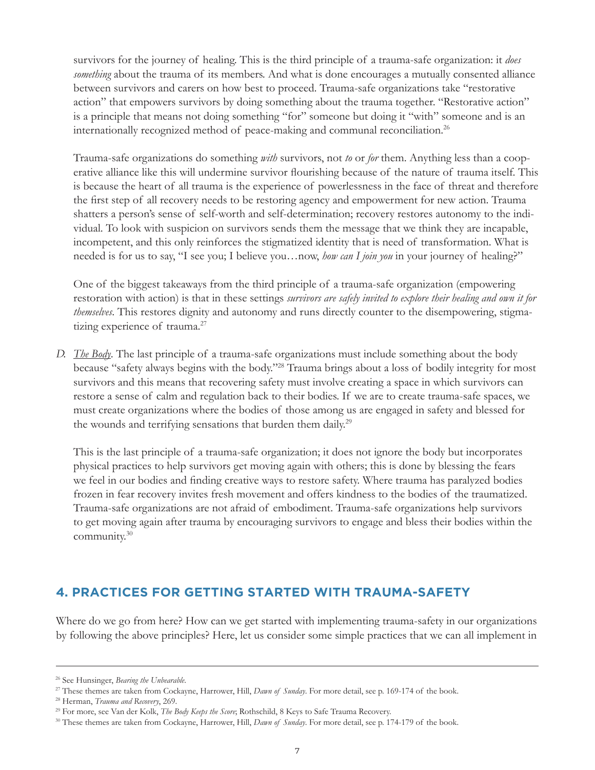survivors for the journey of healing. This is the third principle of a trauma-safe organization: it *does something* about the trauma of its members. And what is done encourages a mutually consented alliance between survivors and carers on how best to proceed. Trauma-safe organizations take "restorative action" that empowers survivors by doing something about the trauma together. "Restorative action" is a principle that means not doing something "for" someone but doing it "with" someone and is an internationally recognized method of peace-making and communal reconciliation.[26]

Trauma-safe organizations do something *with* survivors, not *to* or *for* them. Anything less than a cooperative alliance like this will undermine survivor flourishing because of the nature of trauma itself. This is because the heart of all trauma is the experience of powerlessness in the face of threat and therefore the first step of all recovery needs to be restoring agency and empowerment for new action. Trauma shatters a person's sense of self-worth and self-determination; recovery restores autonomy to the individual. To look with suspicion on survivors sends them the message that we think they are incapable, incompetent, and this only reinforces the stigmatized identity that is need of transformation. What is needed is for us to say, "I see you; I believe you…now, *how can I join you* in your journey of healing?"

One of the biggest takeaways from the third principle of a trauma-safe organization (empowering restoration with action) is that in these settings *survivors are safely invited to explore their healing and own it for themselves*. This restores dignity and autonomy and runs directly counter to the disempowering, stigmatizing experience of trauma.[27]

*D.* *The Body*. The last principle of a trauma-safe organizations must include something about the body because "safety always begins with the body."[28] Trauma brings about a loss of bodily integrity for most survivors and this means that recovering safety must involve creating a space in which survivors can restore a sense of calm and regulation back to their bodies. If we are to create trauma-safe spaces, we must create organizations where the bodies of those among us are engaged in safety and blessed for the wounds and terrifying sensations that burden them daily.[29]

This is the last principle of a trauma-safe organization; it does not ignore the body but incorporates physical practices to help survivors get moving again with others; this is done by blessing the fears we feel in our bodies and finding creative ways to restore safety. Where trauma has paralyzed bodies frozen in fear recovery invites fresh movement and offers kindness to the bodies of the traumatized. Trauma-safe organizations are not afraid of embodiment. Trauma-safe organizations help survivors to get moving again after trauma by encouraging survivors to engage and bless their bodies within the community.[30]

## 4. PRACTICES FOR GETTING STARTED WITH TRAUMA-SAFETY

Where do we go from here? How can we get started with implementing trauma-safety in our organizations by following the above principles? Here, let us consider some simple practices that we can all implement in

---

[26] See Hunsinger, *Bearing the Unbearable*.

[27] These themes are taken from Cockayne, Harrower, Hill, *Dawn of Sunday*. For more detail, see p. 169-174 of the book.

[28] Herman, *Trauma and Recovery*, 269.

[29] For more, see Van der Kolk, *The Body Keeps the Score*; Rothschild, 8 Keys to Safe Trauma Recovery.

[30] These themes are taken from Cockayne, Harrower, Hill, *Dawn of Sunday*. For more detail, see p. 174-179 of the book.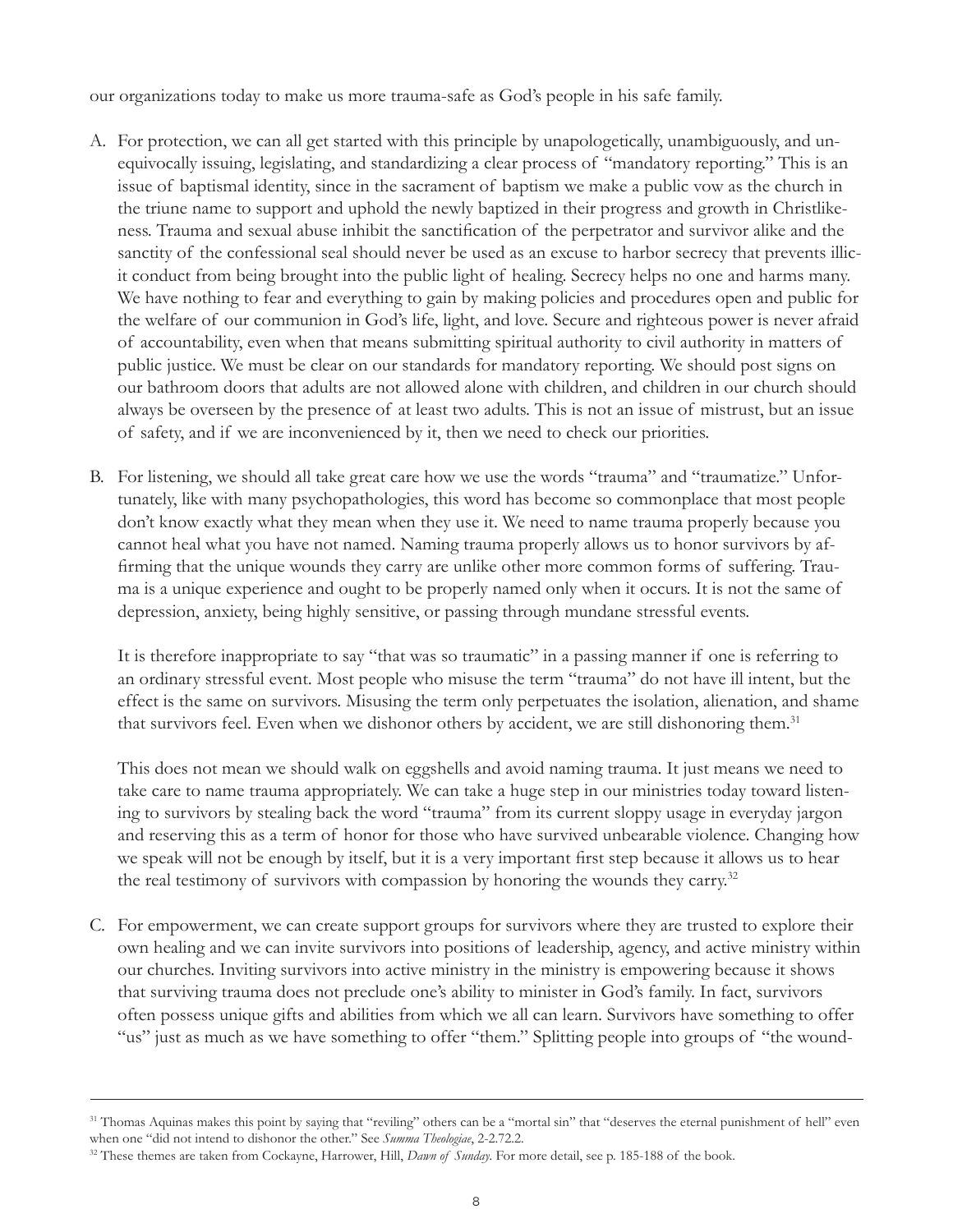our organizations today to make us more trauma-safe as God's people in his safe family.

A. For protection, we can all get started with this principle by unapologetically, unambiguously, and unequivocally issuing, legislating, and standardizing a clear process of "mandatory reporting." This is an issue of baptismal identity, since in the sacrament of baptism we make a public vow as the church in the triune name to support and uphold the newly baptized in their progress and growth in Christlikeness. Trauma and sexual abuse inhibit the sanctification of the perpetrator and survivor alike and the sanctity of the confessional seal should never be used as an excuse to harbor secrecy that prevents illicit conduct from being brought into the public light of healing. Secrecy helps no one and harms many. We have nothing to fear and everything to gain by making policies and procedures open and public for the welfare of our communion in God's life, light, and love. Secure and righteous power is never afraid of accountability, even when that means submitting spiritual authority to civil authority in matters of public justice. We must be clear on our standards for mandatory reporting. We should post signs on our bathroom doors that adults are not allowed alone with children, and children in our church should always be overseen by the presence of at least two adults. This is not an issue of mistrust, but an issue of safety, and if we are inconvenienced by it, then we need to check our priorities.

B. For listening, we should all take great care how we use the words "trauma" and "traumatize." Unfortunately, like with many psychopathologies, this word has become so commonplace that most people don't know exactly what they mean when they use it. We need to name trauma properly because you cannot heal what you have not named. Naming trauma properly allows us to honor survivors by affirming that the unique wounds they carry are unlike other more common forms of suffering. Trauma is a unique experience and ought to be properly named only when it occurs. It is not the same of depression, anxiety, being highly sensitive, or passing through mundane stressful events.

   It is therefore inappropriate to say "that was so traumatic" in a passing manner if one is referring to an ordinary stressful event. Most people who misuse the term "trauma" do not have ill intent, but the effect is the same on survivors. Misusing the term only perpetuates the isolation, alienation, and shame that survivors feel. Even when we dishonor others by accident, we are still dishonoring them.[31]

   This does not mean we should walk on eggshells and avoid naming trauma. It just means we need to take care to name trauma appropriately. We can take a huge step in our ministries today toward listening to survivors by stealing back the word "trauma" from its current sloppy usage in everyday jargon and reserving this as a term of honor for those who have survived unbearable violence. Changing how we speak will not be enough by itself, but it is a very important first step because it allows us to hear the real testimony of survivors with compassion by honoring the wounds they carry.[32]

C. For empowerment, we can create support groups for survivors where they are trusted to explore their own healing and we can invite survivors into positions of leadership, agency, and active ministry within our churches. Inviting survivors into active ministry in the ministry is empowering because it shows that surviving trauma does not preclude one's ability to minister in God's family. In fact, survivors often possess unique gifts and abilities from which we all can learn. Survivors have something to offer "us" just as much as we have something to offer "them." Splitting people into groups of "the wound-

---

[31] Thomas Aquinas makes this point by saying that "reviling" others can be a "mortal sin" that "deserves the eternal punishment of hell" even when one "did not intend to dishonor the other." See *Summa Theologiae*, 2-2.72.2.

[32] These themes are taken from Cockayne, Harrower, Hill, *Dawn of Sunday*. For more detail, see p. 185-188 of the book.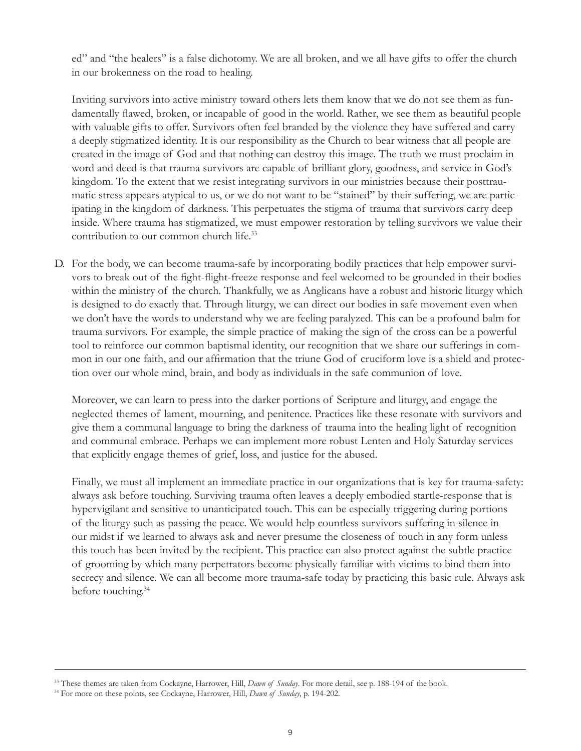ed" and "the healers" is a false dichotomy. We are all broken, and we all have gifts to offer the church in our brokenness on the road to healing.

Inviting survivors into active ministry toward others lets them know that we do not see them as fundamentally flawed, broken, or incapable of good in the world. Rather, we see them as beautiful people with valuable gifts to offer. Survivors often feel branded by the violence they have suffered and carry a deeply stigmatized identity. It is our responsibility as the Church to bear witness that all people are created in the image of God and that nothing can destroy this image. The truth we must proclaim in word and deed is that trauma survivors are capable of brilliant glory, goodness, and service in God's kingdom. To the extent that we resist integrating survivors in our ministries because their posttraumatic stress appears atypical to us, or we do not want to be "stained" by their suffering, we are participating in the kingdom of darkness. This perpetuates the stigma of trauma that survivors carry deep inside. Where trauma has stigmatized, we must empower restoration by telling survivors we value their contribution to our common church life.[33]

D. For the body, we can become trauma-safe by incorporating bodily practices that help empower survivors to break out of the fight-flight-freeze response and feel welcomed to be grounded in their bodies within the ministry of the church. Thankfully, we as Anglicans have a robust and historic liturgy which is designed to do exactly that. Through liturgy, we can direct our bodies in safe movement even when we don't have the words to understand why we are feeling paralyzed. This can be a profound balm for trauma survivors. For example, the simple practice of making the sign of the cross can be a powerful tool to reinforce our common baptismal identity, our recognition that we share our sufferings in common in our one faith, and our affirmation that the triune God of cruciform love is a shield and protection over our whole mind, brain, and body as individuals in the safe communion of love.

Moreover, we can learn to press into the darker portions of Scripture and liturgy, and engage the neglected themes of lament, mourning, and penitence. Practices like these resonate with survivors and give them a communal language to bring the darkness of trauma into the healing light of recognition and communal embrace. Perhaps we can implement more robust Lenten and Holy Saturday services that explicitly engage themes of grief, loss, and justice for the abused.

Finally, we must all implement an immediate practice in our organizations that is key for trauma-safety: always ask before touching. Surviving trauma often leaves a deeply embodied startle-response that is hypervigilant and sensitive to unanticipated touch. This can be especially triggering during portions of the liturgy such as passing the peace. We would help countless survivors suffering in silence in our midst if we learned to always ask and never presume the closeness of touch in any form unless this touch has been invited by the recipient. This practice can also protect against the subtle practice of grooming by which many perpetrators become physically familiar with victims to bind them into secrecy and silence. We can all become more trauma-safe today by practicing this basic rule. Always ask before touching.[34]

---

[33] These themes are taken from Cockayne, Harrower, Hill, *Dawn of Sunday*. For more detail, see p. 188-194 of the book.

[34] For more on these points, see Cockayne, Harrower, Hill, *Dawn of Sunday*, p. 194-202.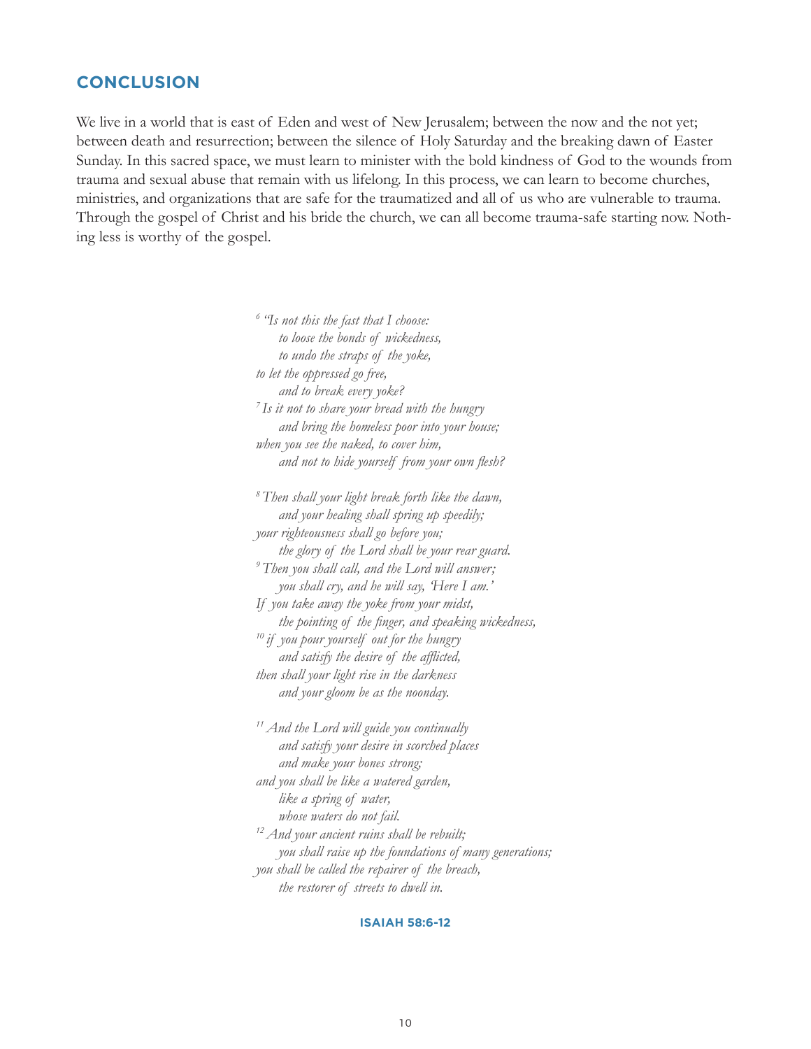## CONCLUSION

We live in a world that is east of Eden and west of New Jerusalem; between the now and the not yet; between death and resurrection; between the silence of Holy Saturday and the breaking dawn of Easter Sunday. In this sacred space, we must learn to minister with the bold kindness of God to the wounds from trauma and sexual abuse that remain with us lifelong. In this process, we can learn to become churches, ministries, and organizations that are safe for the traumatized and all of us who are vulnerable to trauma. Through the gospel of Christ and his bride the church, we can all become trauma-safe starting now. Nothing less is worthy of the gospel.

*[6] "Is not this the fast that I choose:*
*to loose the bonds of wickedness,*
*to undo the straps of the yoke,*
*to let the oppressed go free,*
*and to break every yoke?*
*[7] Is it not to share your bread with the hungry*
*and bring the homeless poor into your house;*
*when you see the naked, to cover him,*
*and not to hide yourself from your own flesh?*

*[8] Then shall your light break forth like the dawn,*
*and your healing shall spring up speedily;*
*your righteousness shall go before you;*
*the glory of the Lord shall be your rear guard.*
*[9] Then you shall call, and the Lord will answer;*
*you shall cry, and he will say, 'Here I am.'*
*If you take away the yoke from your midst,*
*the pointing of the finger, and speaking wickedness,*
*[10] if you pour yourself out for the hungry*
*and satisfy the desire of the afflicted,*
*then shall your light rise in the darkness*
*and your gloom be as the noonday.*

*[11] And the Lord will guide you continually*
*and satisfy your desire in scorched places*
*and make your bones strong;*
*and you shall be like a watered garden,*
*like a spring of water,*
*whose waters do not fail.*
*[12] And your ancient ruins shall be rebuilt;*
*you shall raise up the foundations of many generations;*
*you shall be called the repairer of the breach,*
*the restorer of streets to dwell in.*

**ISAIAH 58:6-12**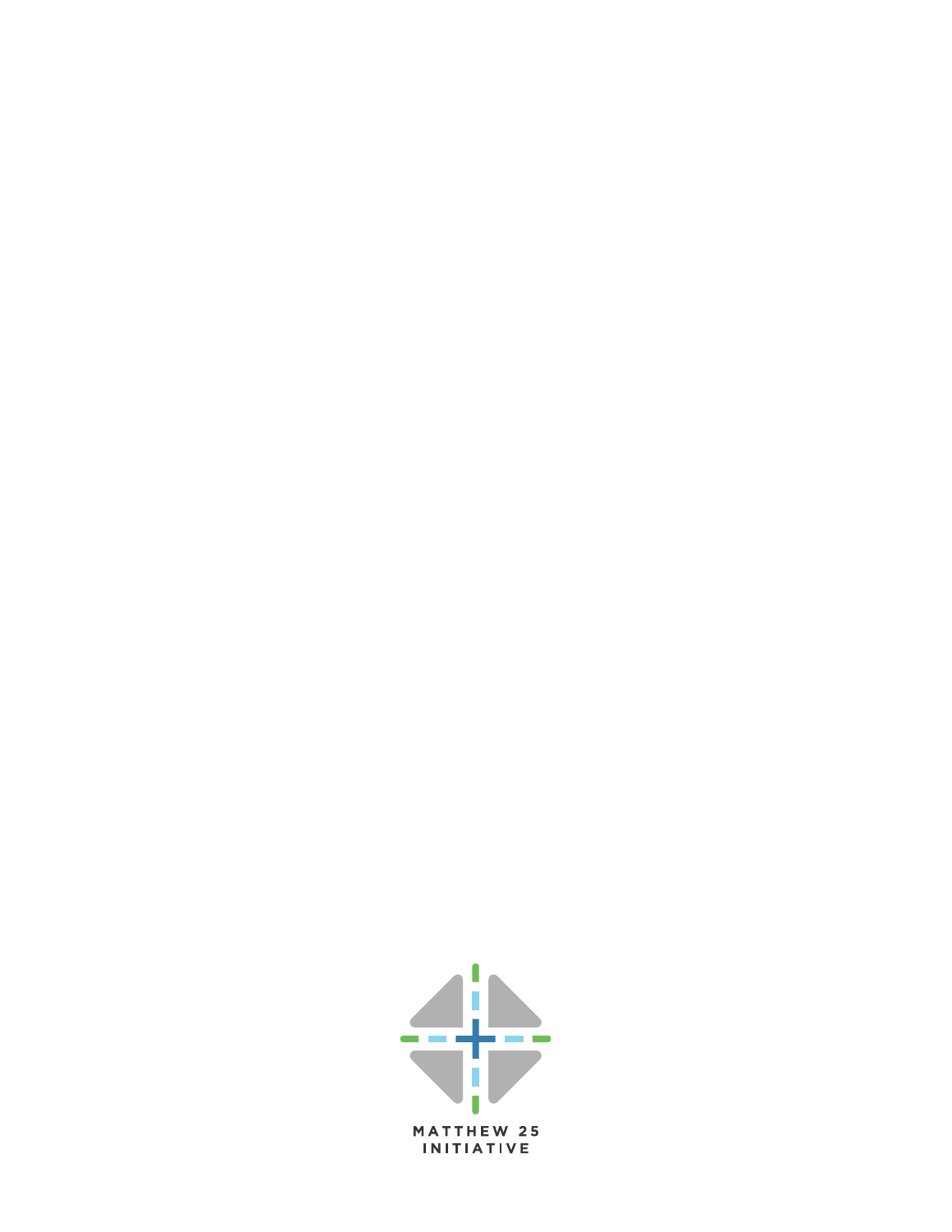MATTHEW 25
INITIATIVE